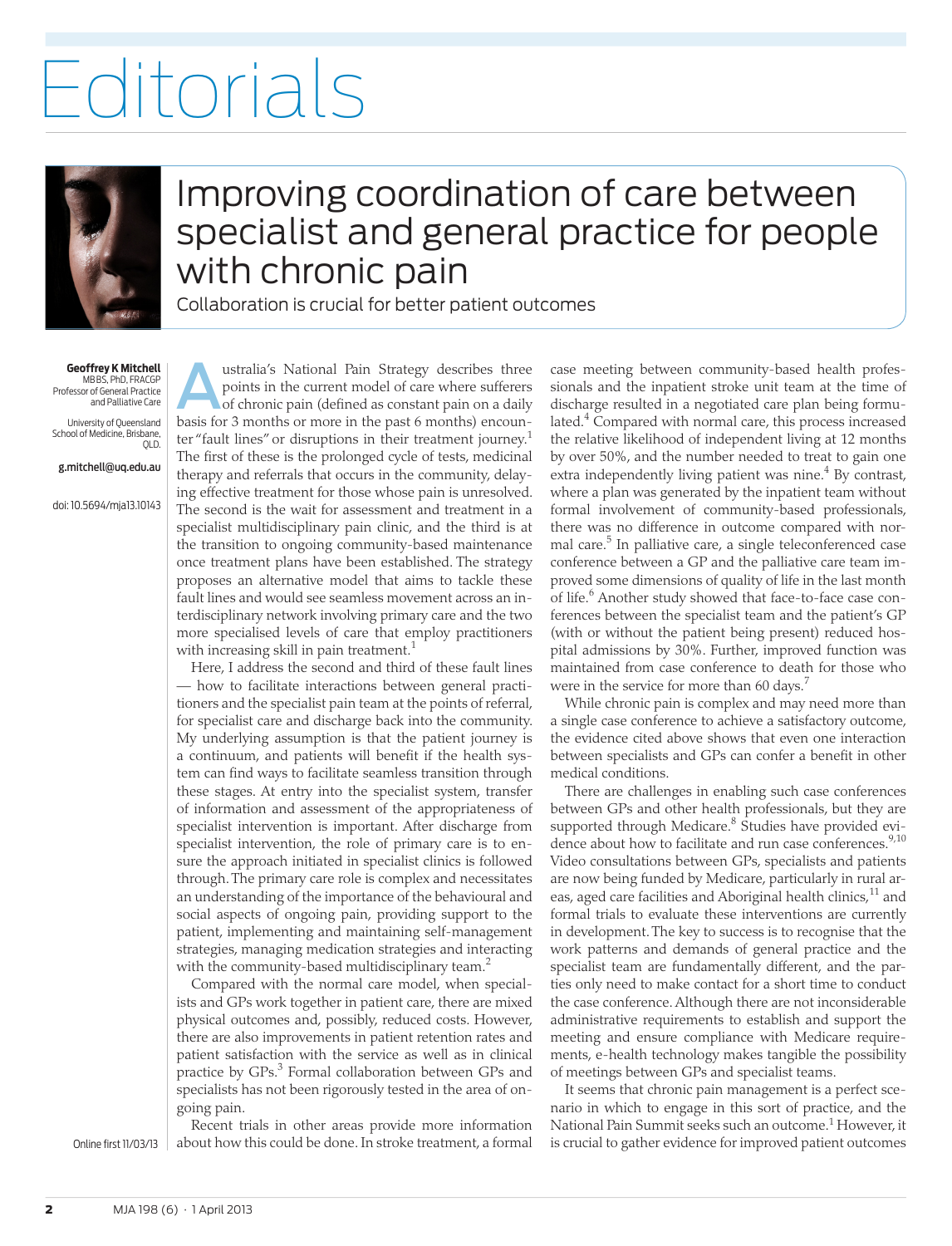# Editorials

## Improving coordination of care between specialist and general practice for people with chronic pain

### Collaboration is crucial for better patient outcomes

**Geoffrey K Mitchell**
MBBS, PhD, FRACGP
Professor of General Practice and Palliative Care

University of Queensland School of Medicine, Brisbane, QLD.

g.mitchell@uq.edu.au

doi: 10.5694/mja13.10143

Online first 11/03/13

Australia's National Pain Strategy describes three points in the current model of care where sufferers of chronic pain (defined as constant pain on a daily basis for 3 months or more in the past 6 months) encounter "fault lines" or disruptions in their treatment journey.[1] The first of these is the prolonged cycle of tests, medicinal therapy and referrals that occurs in the community, delaying effective treatment for those whose pain is unresolved. The second is the wait for assessment and treatment in a specialist multidisciplinary pain clinic, and the third is at the transition to ongoing community-based maintenance once treatment plans have been established. The strategy proposes an alternative model that aims to tackle these fault lines and would see seamless movement across an interdisciplinary network involving primary care and the two more specialised levels of care that employ practitioners with increasing skill in pain treatment.[1]

Here, I address the second and third of these fault lines — how to facilitate interactions between general practitioners and the specialist pain team at the points of referral, for specialist care and discharge back into the community. My underlying assumption is that the patient journey is a continuum, and patients will benefit if the health system can find ways to facilitate seamless transition through these stages. At entry into the specialist system, transfer of information and assessment of the appropriateness of specialist intervention is important. After discharge from specialist intervention, the role of primary care is to ensure the approach initiated in specialist clinics is followed through. The primary care role is complex and necessitates an understanding of the importance of the behavioural and social aspects of ongoing pain, providing support to the patient, implementing and maintaining self-management strategies, managing medication strategies and interacting with the community-based multidisciplinary team.[2]

Compared with the normal care model, when specialists and GPs work together in patient care, there are mixed physical outcomes and, possibly, reduced costs. However, there are also improvements in patient retention rates and patient satisfaction with the service as well as in clinical practice by GPs.[3] Formal collaboration between GPs and specialists has not been rigorously tested in the area of ongoing pain.

Recent trials in other areas provide more information about how this could be done. In stroke treatment, a formal case meeting between community-based health professionals and the inpatient stroke unit team at the time of discharge resulted in a negotiated care plan being formulated.[4] Compared with normal care, this process increased the relative likelihood of independent living at 12 months by over 50%, and the number needed to treat to gain one extra independently living patient was nine.[4] By contrast, where a plan was generated by the inpatient team without formal involvement of community-based professionals, there was no difference in outcome compared with normal care.[5] In palliative care, a single teleconferenced case conference between a GP and the palliative care team improved some dimensions of quality of life in the last month of life.[6] Another study showed that face-to-face case conferences between the specialist team and the patient's GP (with or without the patient being present) reduced hospital admissions by 30%. Further, improved function was maintained from case conference to death for those who were in the service for more than 60 days.[7]

While chronic pain is complex and may need more than a single case conference to achieve a satisfactory outcome, the evidence cited above shows that even one interaction between specialists and GPs can confer a benefit in other medical conditions.

There are challenges in enabling such case conferences between GPs and other health professionals, but they are supported through Medicare.[8] Studies have provided evidence about how to facilitate and run case conferences.[9,10] Video consultations between GPs, specialists and patients are now being funded by Medicare, particularly in rural areas, aged care facilities and Aboriginal health clinics,[11] and formal trials to evaluate these interventions are currently in development. The key to success is to recognise that the work patterns and demands of general practice and the specialist team are fundamentally different, and the parties only need to make contact for a short time to conduct the case conference. Although there are not inconsiderable administrative requirements to establish and support the meeting and ensure compliance with Medicare requirements, e-health technology makes tangible the possibility of meetings between GPs and specialist teams.

It seems that chronic pain management is a perfect scenario in which to engage in this sort of practice, and the National Pain Summit seeks such an outcome.[1] However, it is crucial to gather evidence for improved patient outcomes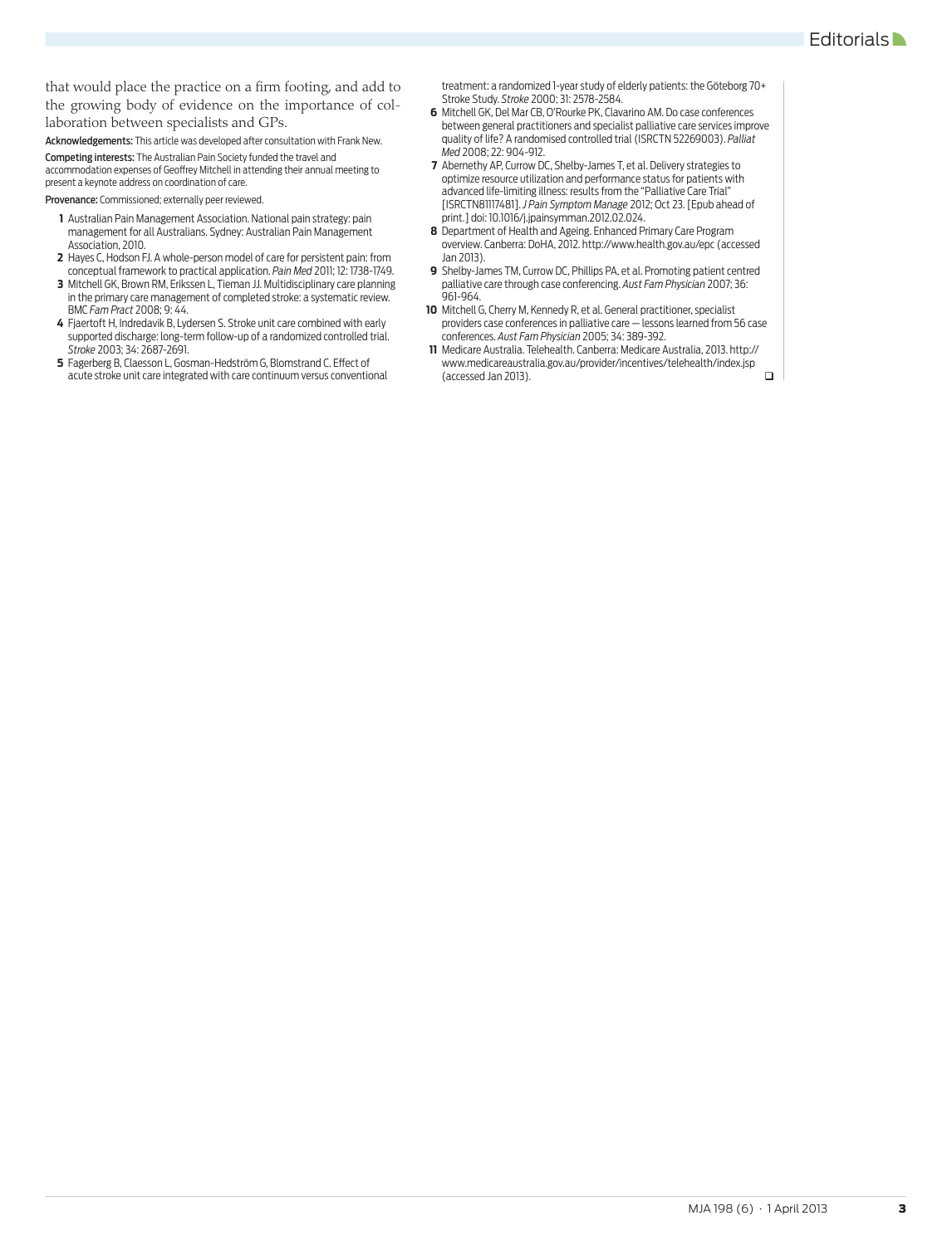that would place the practice on a firm footing, and add to the growing body of evidence on the importance of collaboration between specialists and GPs.

**Acknowledgements:** This article was developed after consultation with Frank New.

**Competing interests:** The Australian Pain Society funded the travel and accommodation expenses of Geoffrey Mitchell in attending their annual meeting to present a keynote address on coordination of care.

**Provenance:** Commissioned; externally peer reviewed.

1. Australian Pain Management Association. National pain strategy: pain management for all Australians. Sydney: Australian Pain Management Association, 2010.
2. Hayes C, Hodson FJ. A whole-person model of care for persistent pain: from conceptual framework to practical application. *Pain Med* 2011; 12: 1738-1749.
3. Mitchell GK, Brown RM, Erikssen L, Tieman JJ. Multidisciplinary care planning in the primary care management of completed stroke: a systematic review. BMC *Fam Pract* 2008; 9: 44.
4. Fjaertoft H, Indredavik B, Lydersen S. Stroke unit care combined with early supported discharge: long-term follow-up of a randomized controlled trial. *Stroke* 2003; 34: 2687-2691.
5. Fagerberg B, Claesson L, Gosman-Hedström G, Blomstrand C. Effect of acute stroke unit care integrated with care continuum versus conventional treatment: a randomized 1-year study of elderly patients: the Göteborg 70+ Stroke Study. *Stroke* 2000; 31: 2578-2584.
6. Mitchell GK, Del Mar CB, O'Rourke PK, Clavarino AM. Do case conferences between general practitioners and specialist palliative care services improve quality of life? A randomised controlled trial (ISRCTN 52269003). *Palliat Med* 2008; 22: 904-912.
7. Abernethy AP, Currow DC, Shelby-James T, et al. Delivery strategies to optimize resource utilization and performance status for patients with advanced life-limiting illness: results from the "Palliative Care Trial" [ISRCTN81117481]. *J Pain Symptom Manage* 2012; Oct 23. [Epub ahead of print.] doi: 10.1016/j.jpainsymman.2012.02.024.
8. Department of Health and Ageing. Enhanced Primary Care Program overview. Canberra: DoHA, 2012. http://www.health.gov.au/epc (accessed Jan 2013).
9. Shelby-James TM, Currow DC, Phillips PA, et al. Promoting patient centred palliative care through case conferencing. *Aust Fam Physician* 2007; 36: 961-964.
10. Mitchell G, Cherry M, Kennedy R, et al. General practitioner, specialist providers case conferences in palliative care — lessons learned from 56 case conferences. *Aust Fam Physician* 2005; 34: 389-392.
11. Medicare Australia. Telehealth. Canberra: Medicare Australia, 2013. http://www.medicareaustralia.gov.au/provider/incentives/telehealth/index.jsp (accessed Jan 2013).